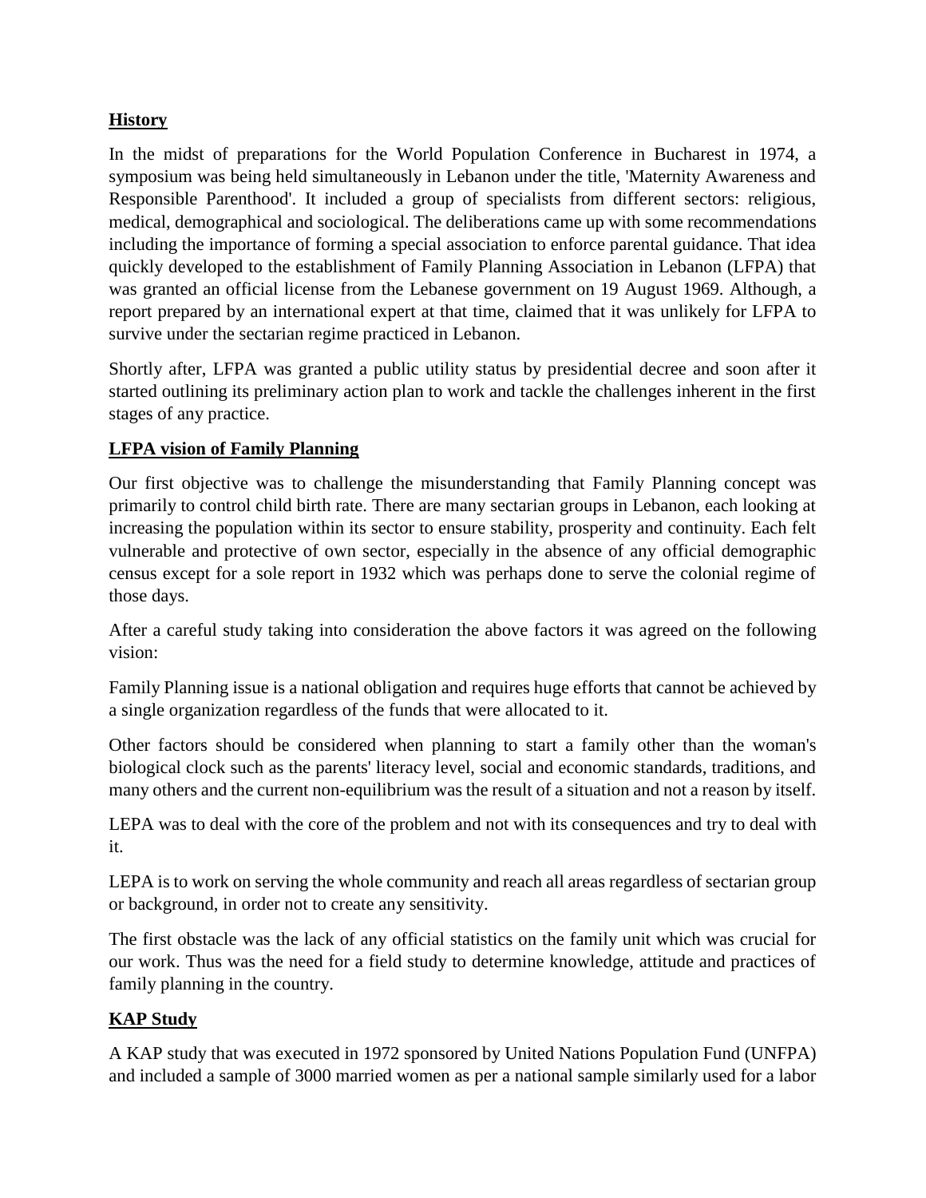## History

In the midst of preparations for the World Population Conference in Bucharest in 1974, a symposium was being held simultaneously in Lebanon under the title, 'Maternity Awareness and Responsible Parenthood'. It included a group of specialists from different sectors: religious, medical, demographical and sociological. The deliberations came up with some recommendations including the importance of forming a special association to enforce parental guidance. That idea quickly developed to the establishment of Family Planning Association in Lebanon (LFPA) that was granted an official license from the Lebanese government on 19 August 1969. Although, a report prepared by an international expert at that time, claimed that it was unlikely for LFPA to survive under the sectarian regime practiced in Lebanon.

Shortly after, LFPA was granted a public utility status by presidential decree and soon after it started outlining its preliminary action plan to work and tackle the challenges inherent in the first stages of any practice.

## LFPA vision of Family Planning

Our first objective was to challenge the misunderstanding that Family Planning concept was primarily to control child birth rate. There are many sectarian groups in Lebanon, each looking at increasing the population within its sector to ensure stability, prosperity and continuity. Each felt vulnerable and protective of own sector, especially in the absence of any official demographic census except for a sole report in 1932 which was perhaps done to serve the colonial regime of those days.

After a careful study taking into consideration the above factors it was agreed on the following vision:

Family Planning issue is a national obligation and requires huge efforts that cannot be achieved by a single organization regardless of the funds that were allocated to it.

Other factors should be considered when planning to start a family other than the woman's biological clock such as the parents' literacy level, social and economic standards, traditions, and many others and the current non-equilibrium was the result of a situation and not a reason by itself.

LEPA was to deal with the core of the problem and not with its consequences and try to deal with it.

LEPA is to work on serving the whole community and reach all areas regardless of sectarian group or background, in order not to create any sensitivity.

The first obstacle was the lack of any official statistics on the family unit which was crucial for our work. Thus was the need for a field study to determine knowledge, attitude and practices of family planning in the country.

## KAP Study

A KAP study that was executed in 1972 sponsored by United Nations Population Fund (UNFPA) and included a sample of 3000 married women as per a national sample similarly used for a labor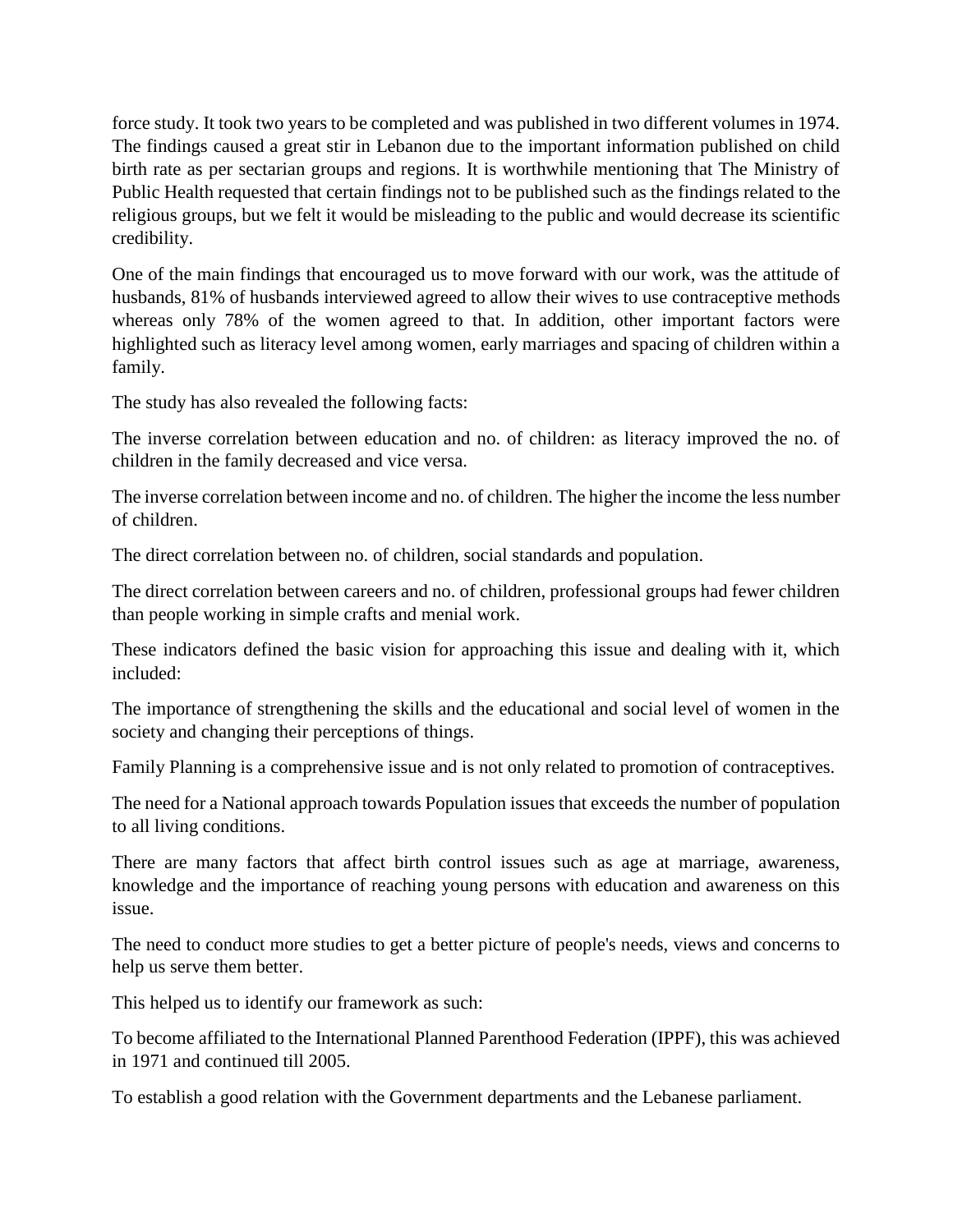force study. It took two years to be completed and was published in two different volumes in 1974. The findings caused a great stir in Lebanon due to the important information published on child birth rate as per sectarian groups and regions. It is worthwhile mentioning that The Ministry of Public Health requested that certain findings not to be published such as the findings related to the religious groups, but we felt it would be misleading to the public and would decrease its scientific credibility.

One of the main findings that encouraged us to move forward with our work, was the attitude of husbands, 81% of husbands interviewed agreed to allow their wives to use contraceptive methods whereas only 78% of the women agreed to that. In addition, other important factors were highlighted such as literacy level among women, early marriages and spacing of children within a family.

The study has also revealed the following facts:

The inverse correlation between education and no. of children: as literacy improved the no. of children in the family decreased and vice versa.

The inverse correlation between income and no. of children. The higher the income the less number of children.

The direct correlation between no. of children, social standards and population.

The direct correlation between careers and no. of children, professional groups had fewer children than people working in simple crafts and menial work.

These indicators defined the basic vision for approaching this issue and dealing with it, which included:

The importance of strengthening the skills and the educational and social level of women in the society and changing their perceptions of things.

Family Planning is a comprehensive issue and is not only related to promotion of contraceptives.

The need for a National approach towards Population issues that exceeds the number of population to all living conditions.

There are many factors that affect birth control issues such as age at marriage, awareness, knowledge and the importance of reaching young persons with education and awareness on this issue.

The need to conduct more studies to get a better picture of people's needs, views and concerns to help us serve them better.

This helped us to identify our framework as such:

To become affiliated to the International Planned Parenthood Federation (IPPF), this was achieved in 1971 and continued till 2005.

To establish a good relation with the Government departments and the Lebanese parliament.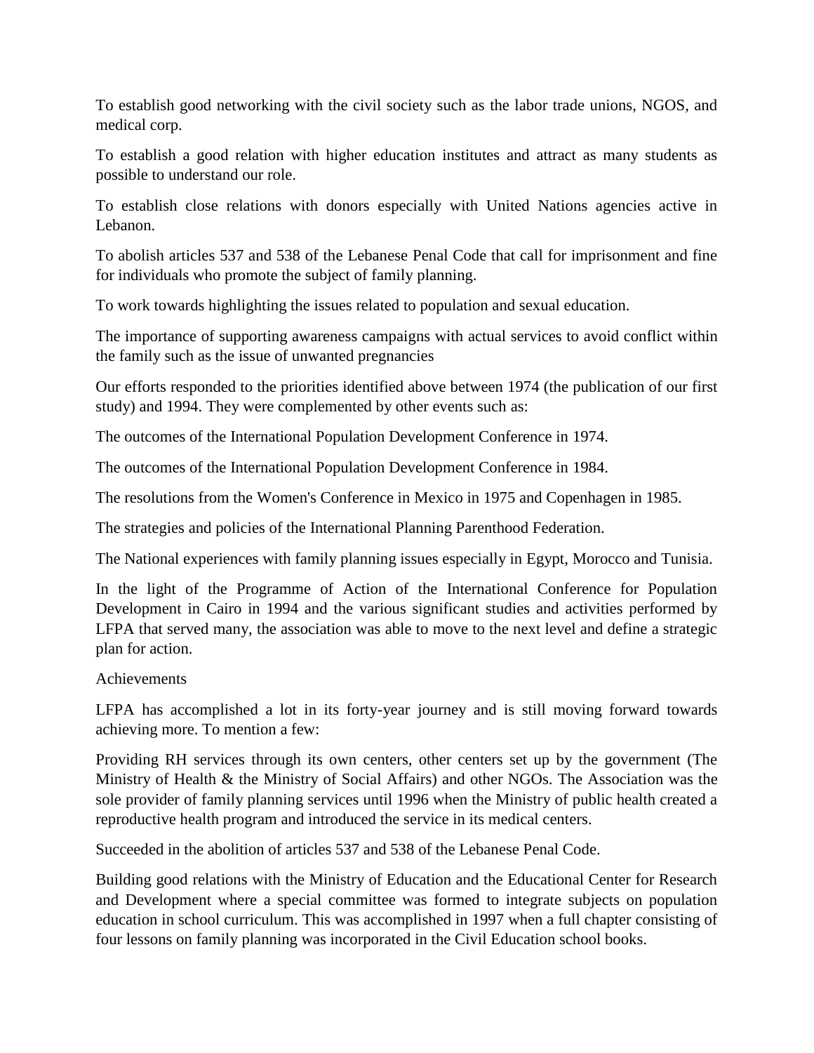To establish good networking with the civil society such as the labor trade unions, NGOS, and medical corp.

To establish a good relation with higher education institutes and attract as many students as possible to understand our role.

To establish close relations with donors especially with United Nations agencies active in Lebanon.

To abolish articles 537 and 538 of the Lebanese Penal Code that call for imprisonment and fine for individuals who promote the subject of family planning.

To work towards highlighting the issues related to population and sexual education.

The importance of supporting awareness campaigns with actual services to avoid conflict within the family such as the issue of unwanted pregnancies

Our efforts responded to the priorities identified above between 1974 (the publication of our first study) and 1994. They were complemented by other events such as:

The outcomes of the International Population Development Conference in 1974.

The outcomes of the International Population Development Conference in 1984.

The resolutions from the Women's Conference in Mexico in 1975 and Copenhagen in 1985.

The strategies and policies of the International Planning Parenthood Federation.

The National experiences with family planning issues especially in Egypt, Morocco and Tunisia.

In the light of the Programme of Action of the International Conference for Population Development in Cairo in 1994 and the various significant studies and activities performed by LFPA that served many, the association was able to move to the next level and define a strategic plan for action.

Achievements

LFPA has accomplished a lot in its forty-year journey and is still moving forward towards achieving more. To mention a few:

Providing RH services through its own centers, other centers set up by the government (The Ministry of Health & the Ministry of Social Affairs) and other NGOs. The Association was the sole provider of family planning services until 1996 when the Ministry of public health created a reproductive health program and introduced the service in its medical centers.

Succeeded in the abolition of articles 537 and 538 of the Lebanese Penal Code.

Building good relations with the Ministry of Education and the Educational Center for Research and Development where a special committee was formed to integrate subjects on population education in school curriculum. This was accomplished in 1997 when a full chapter consisting of four lessons on family planning was incorporated in the Civil Education school books.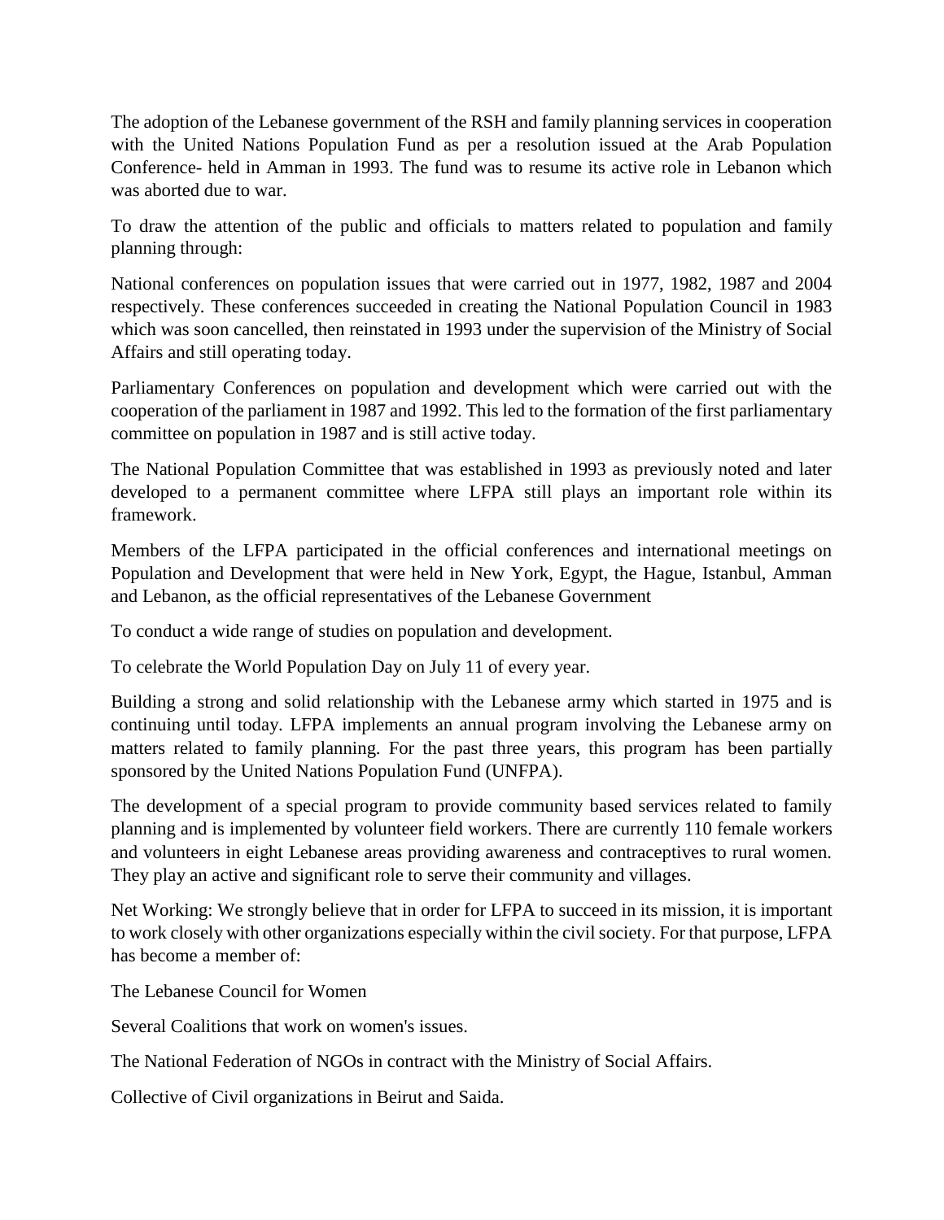The adoption of the Lebanese government of the RSH and family planning services in cooperation with the United Nations Population Fund as per a resolution issued at the Arab Population Conference- held in Amman in 1993. The fund was to resume its active role in Lebanon which was aborted due to war.

To draw the attention of the public and officials to matters related to population and family planning through:

National conferences on population issues that were carried out in 1977, 1982, 1987 and 2004 respectively. These conferences succeeded in creating the National Population Council in 1983 which was soon cancelled, then reinstated in 1993 under the supervision of the Ministry of Social Affairs and still operating today.

Parliamentary Conferences on population and development which were carried out with the cooperation of the parliament in 1987 and 1992. This led to the formation of the first parliamentary committee on population in 1987 and is still active today.

The National Population Committee that was established in 1993 as previously noted and later developed to a permanent committee where LFPA still plays an important role within its framework.

Members of the LFPA participated in the official conferences and international meetings on Population and Development that were held in New York, Egypt, the Hague, Istanbul, Amman and Lebanon, as the official representatives of the Lebanese Government

To conduct a wide range of studies on population and development.

To celebrate the World Population Day on July 11 of every year.

Building a strong and solid relationship with the Lebanese army which started in 1975 and is continuing until today. LFPA implements an annual program involving the Lebanese army on matters related to family planning. For the past three years, this program has been partially sponsored by the United Nations Population Fund (UNFPA).

The development of a special program to provide community based services related to family planning and is implemented by volunteer field workers. There are currently 110 female workers and volunteers in eight Lebanese areas providing awareness and contraceptives to rural women. They play an active and significant role to serve their community and villages.

Net Working: We strongly believe that in order for LFPA to succeed in its mission, it is important to work closely with other organizations especially within the civil society. For that purpose, LFPA has become a member of:

The Lebanese Council for Women

Several Coalitions that work on women's issues.

The National Federation of NGOs in contract with the Ministry of Social Affairs.

Collective of Civil organizations in Beirut and Saida.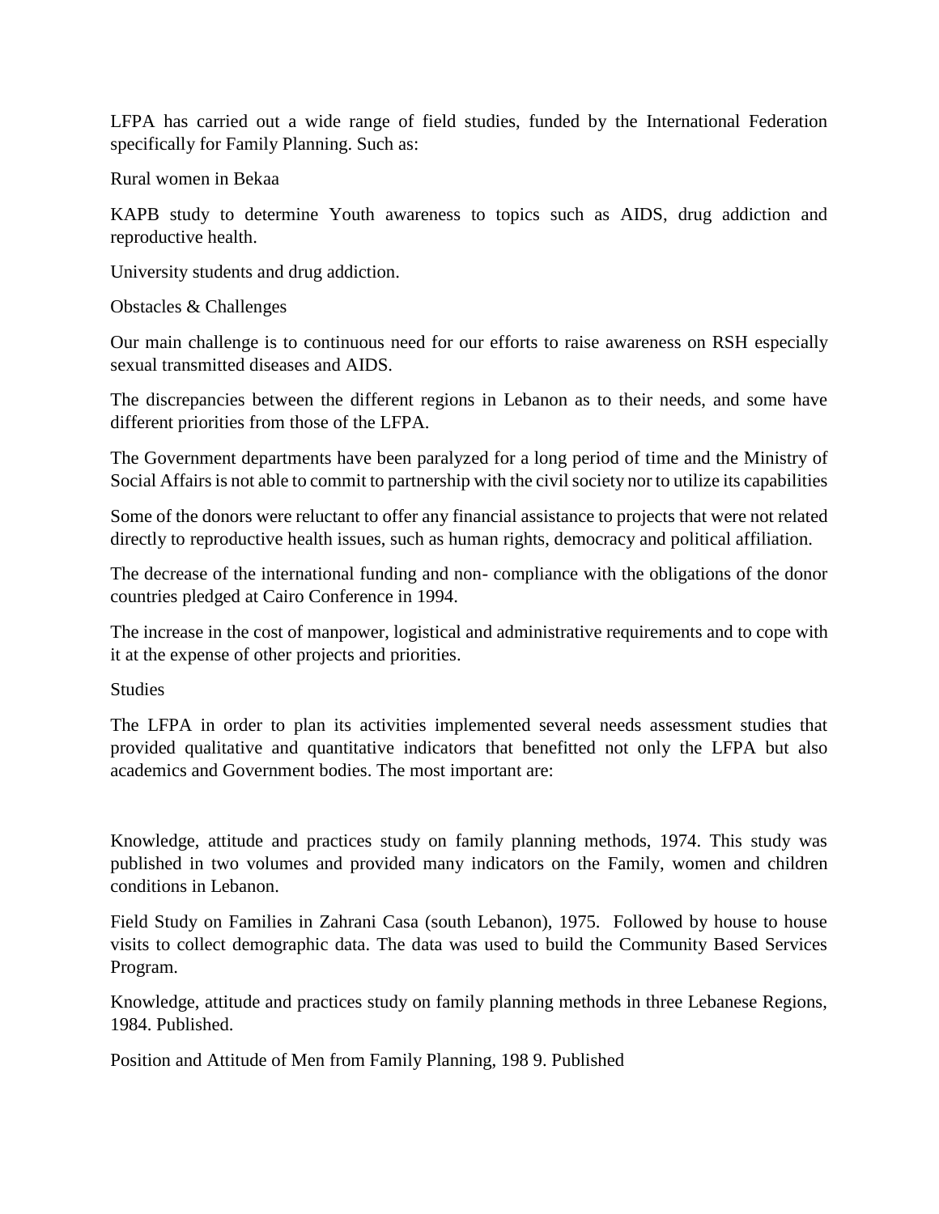LFPA has carried out a wide range of field studies, funded by the International Federation specifically for Family Planning. Such as:

Rural women in Bekaa

KAPB study to determine Youth awareness to topics such as AIDS, drug addiction and reproductive health.

University students and drug addiction.

## Obstacles & Challenges

Our main challenge is to continuous need for our efforts to raise awareness on RSH especially sexual transmitted diseases and AIDS.

The discrepancies between the different regions in Lebanon as to their needs, and some have different priorities from those of the LFPA.

The Government departments have been paralyzed for a long period of time and the Ministry of Social Affairs is not able to commit to partnership with the civil society nor to utilize its capabilities

Some of the donors were reluctant to offer any financial assistance to projects that were not related directly to reproductive health issues, such as human rights, democracy and political affiliation.

The decrease of the international funding and non- compliance with the obligations of the donor countries pledged at Cairo Conference in 1994.

The increase in the cost of manpower, logistical and administrative requirements and to cope with it at the expense of other projects and priorities.

## Studies

The LFPA in order to plan its activities implemented several needs assessment studies that provided qualitative and quantitative indicators that benefitted not only the LFPA but also academics and Government bodies. The most important are:

Knowledge, attitude and practices study on family planning methods, 1974. This study was published in two volumes and provided many indicators on the Family, women and children conditions in Lebanon.

Field Study on Families in Zahrani Casa (south Lebanon), 1975. Followed by house to house visits to collect demographic data. The data was used to build the Community Based Services Program.

Knowledge, attitude and practices study on family planning methods in three Lebanese Regions, 1984. Published.

Position and Attitude of Men from Family Planning, 198 9. Published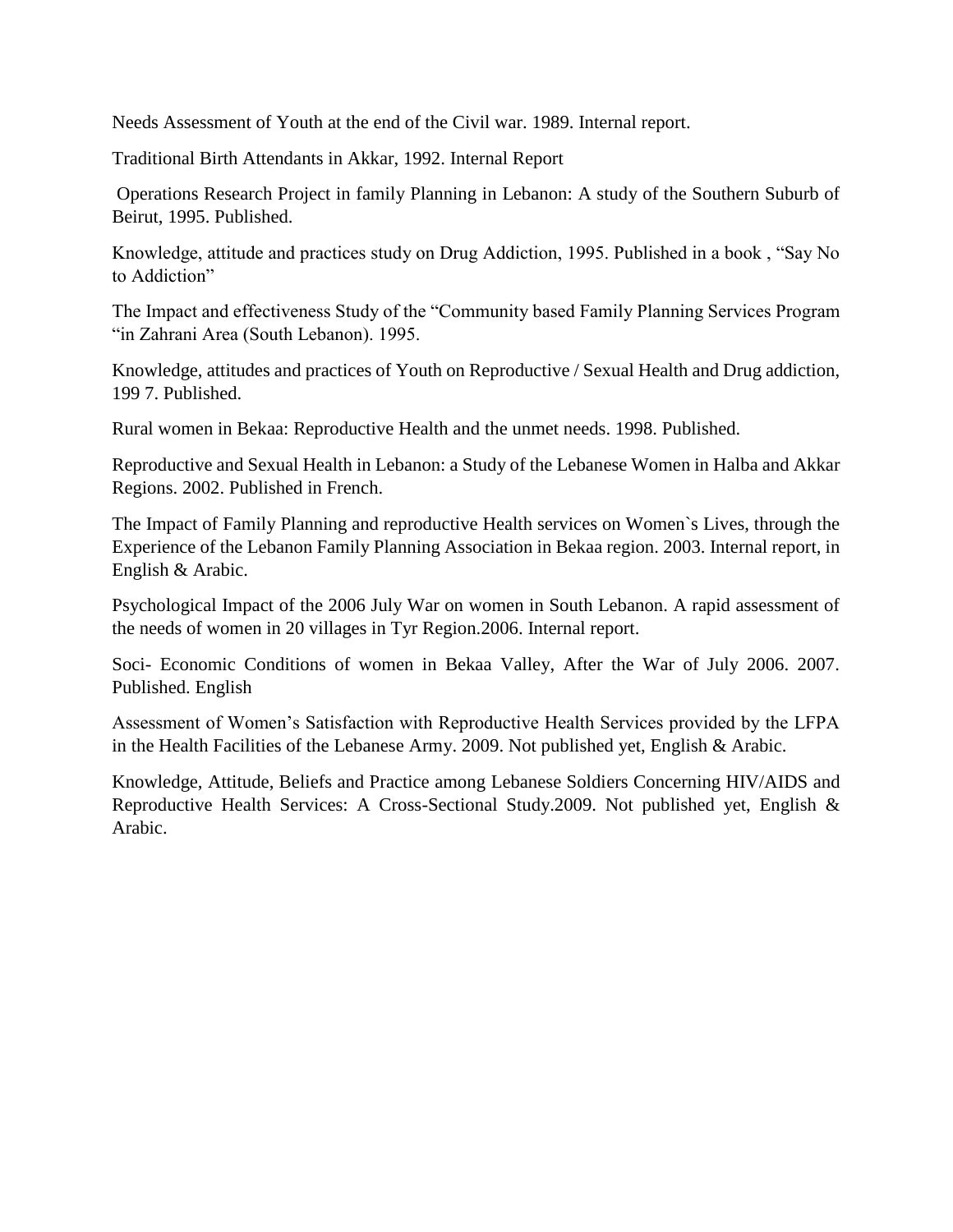Needs Assessment of Youth at the end of the Civil war. 1989. Internal report.

Traditional Birth Attendants in Akkar, 1992. Internal Report

Operations Research Project in family Planning in Lebanon: A study of the Southern Suburb of Beirut, 1995. Published.

Knowledge, attitude and practices study on Drug Addiction, 1995. Published in a book , "Say No to Addiction"

The Impact and effectiveness Study of the "Community based Family Planning Services Program "in Zahrani Area (South Lebanon). 1995.

Knowledge, attitudes and practices of Youth on Reproductive / Sexual Health and Drug addiction, 199 7. Published.

Rural women in Bekaa: Reproductive Health and the unmet needs. 1998. Published.

Reproductive and Sexual Health in Lebanon: a Study of the Lebanese Women in Halba and Akkar Regions. 2002. Published in French.

The Impact of Family Planning and reproductive Health services on Women`s Lives, through the Experience of the Lebanon Family Planning Association in Bekaa region. 2003. Internal report, in English & Arabic.

Psychological Impact of the 2006 July War on women in South Lebanon. A rapid assessment of the needs of women in 20 villages in Tyr Region.2006. Internal report.

Soci- Economic Conditions of women in Bekaa Valley, After the War of July 2006. 2007. Published. English

Assessment of Women's Satisfaction with Reproductive Health Services provided by the LFPA in the Health Facilities of the Lebanese Army. 2009. Not published yet, English & Arabic.

Knowledge, Attitude, Beliefs and Practice among Lebanese Soldiers Concerning HIV/AIDS and Reproductive Health Services: A Cross-Sectional Study.2009. Not published yet, English & Arabic.